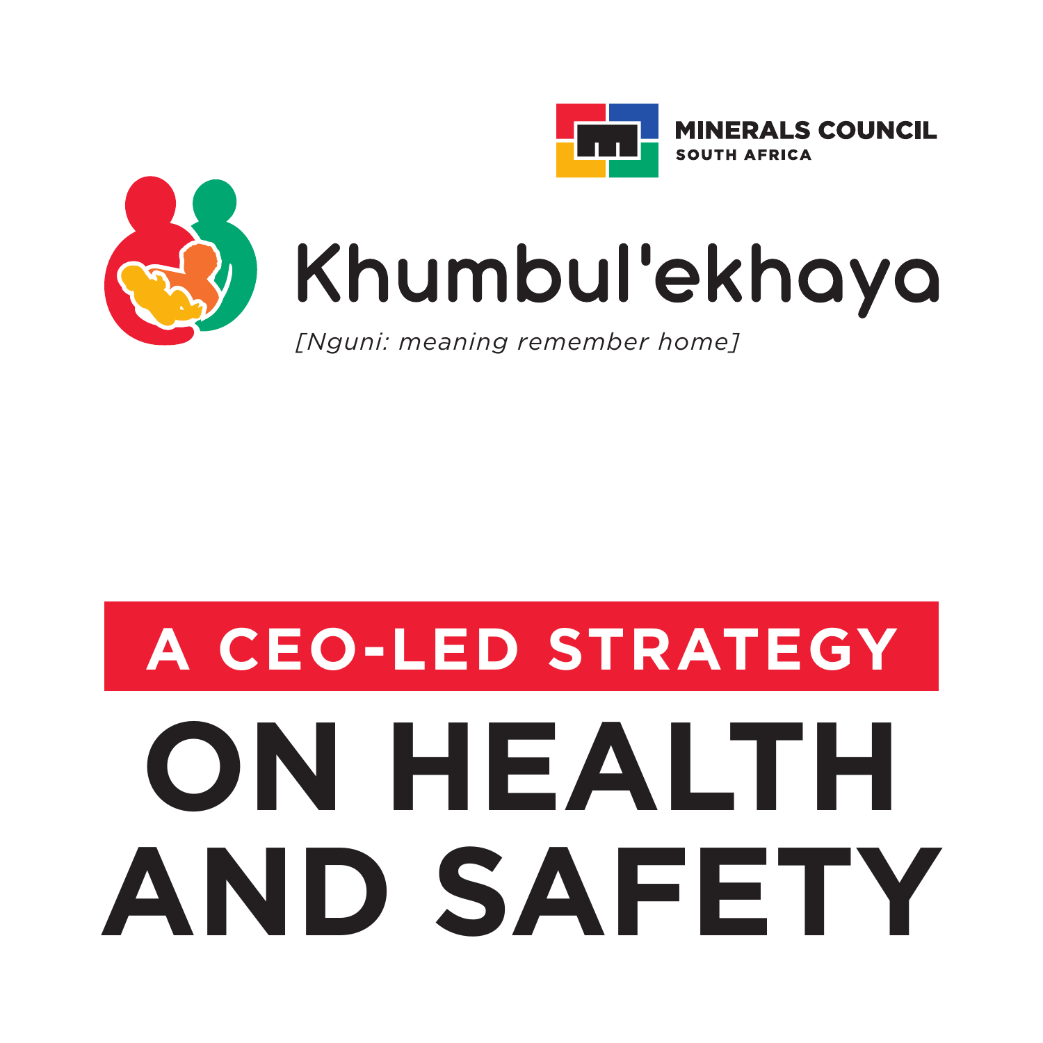MINERALS COUNCIL
SOUTH AFRICA

# Khumbul'ekhaya

*[Nguni: meaning remember home]*

## A CEO-LED STRATEGY

# ON HEALTH AND SAFETY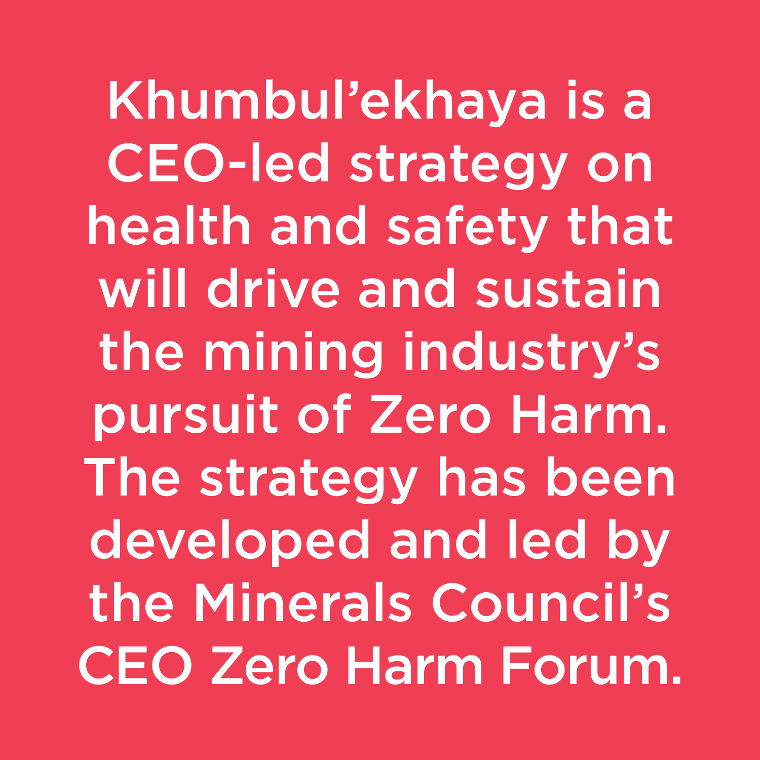Khumbul'ekhaya is a CEO-led strategy on health and safety that will drive and sustain the mining industry's pursuit of Zero Harm. The strategy has been developed and led by the Minerals Council's CEO Zero Harm Forum.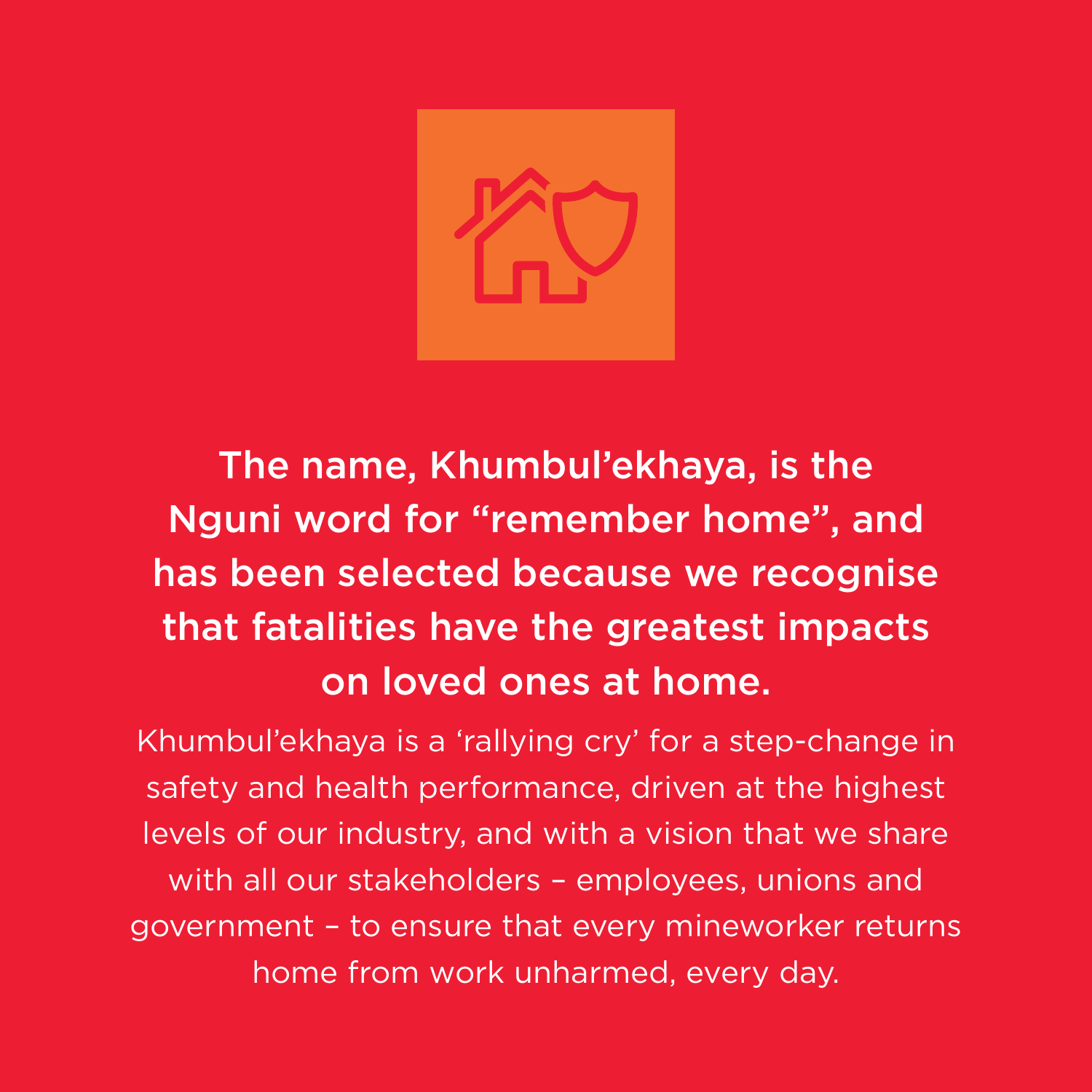**The name, Khumbul’ekhaya, is the Nguni word for “remember home”, and has been selected because we recognise that fatalities have the greatest impacts on loved ones at home.**

Khumbul’ekhaya is a ‘rallying cry’ for a step-change in safety and health performance, driven at the highest levels of our industry, and with a vision that we share with all our stakeholders – employees, unions and government – to ensure that every mineworker returns home from work unharmed, every day.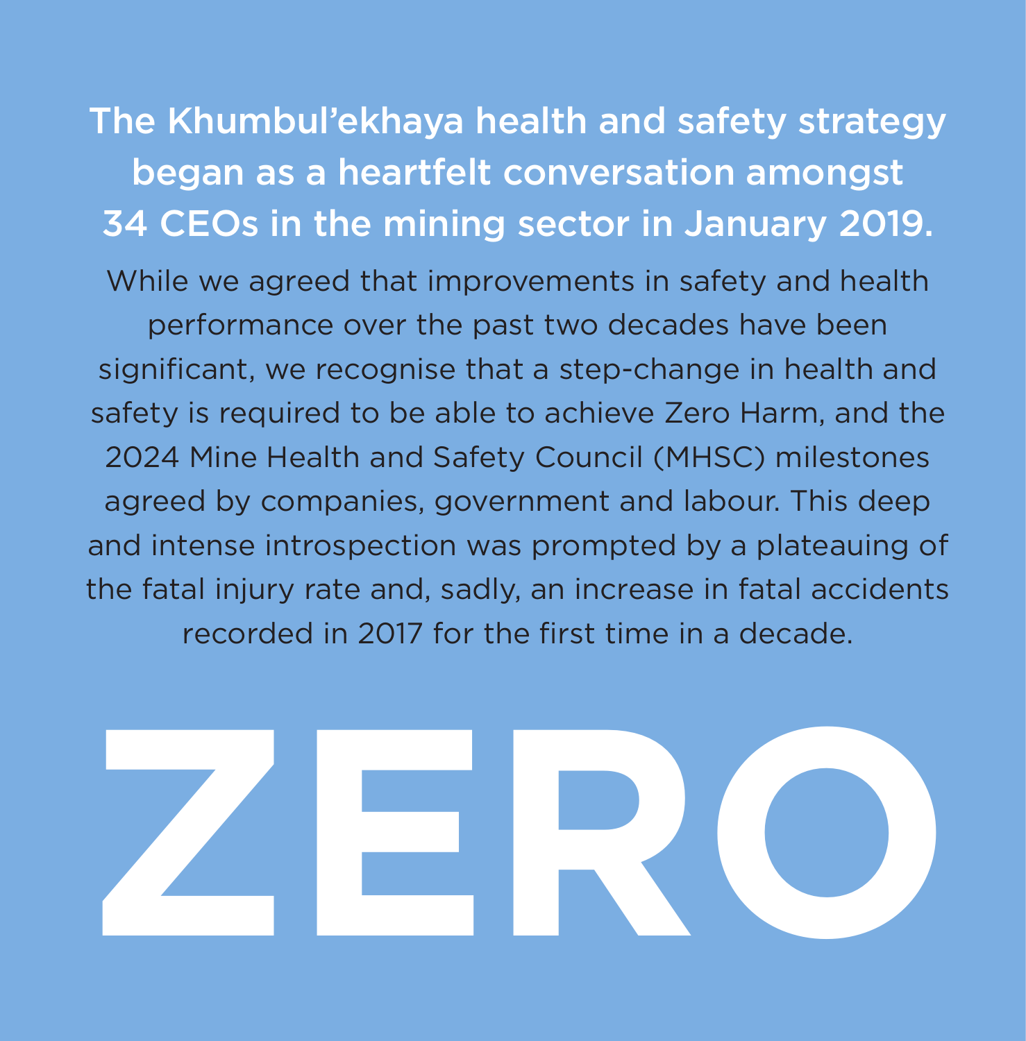**The Khumbul'ekhaya health and safety strategy began as a heartfelt conversation amongst 34 CEOs in the mining sector in January 2019.**

While we agreed that improvements in safety and health performance over the past two decades have been significant, we recognise that a step-change in health and safety is required to be able to achieve Zero Harm, and the 2024 Mine Health and Safety Council (MHSC) milestones agreed by companies, government and labour. This deep and intense introspection was prompted by a plateauing of the fatal injury rate and, sadly, an increase in fatal accidents recorded in 2017 for the first time in a decade.

# ZERO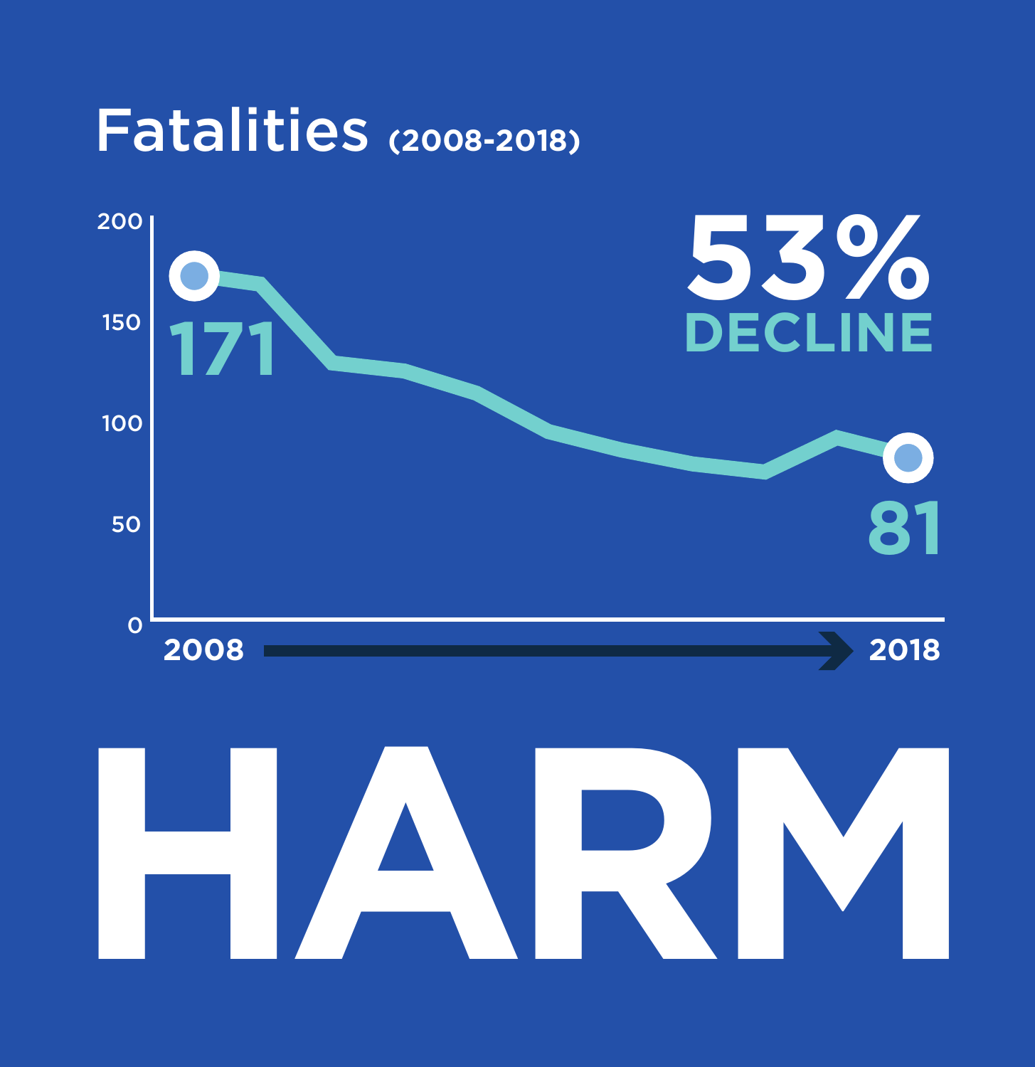# Fatalities (2008-2018)

200

150

100

50

0

171

81

**53%**

**DECLINE**

2008 → 2018

# HARM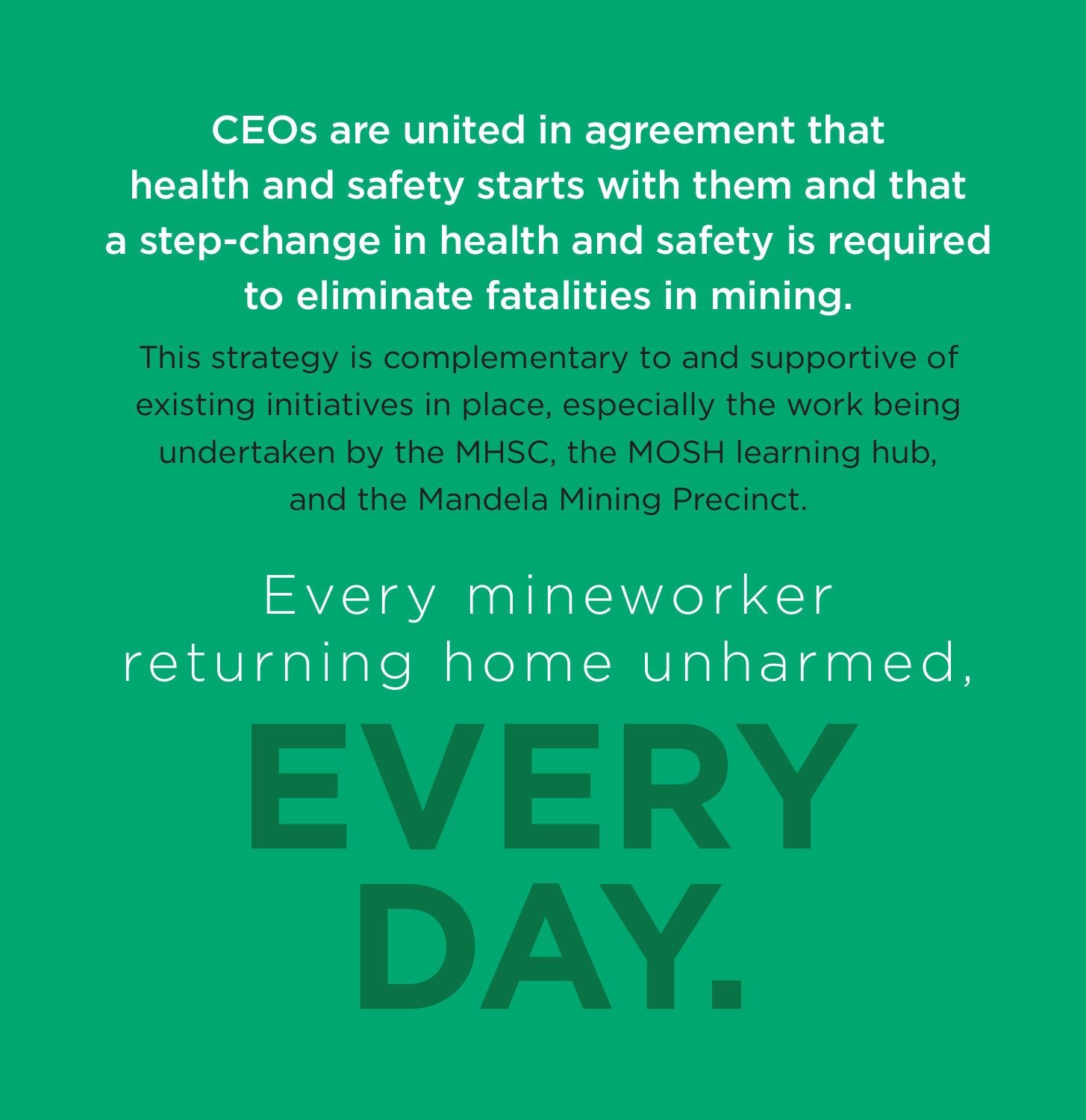**CEOs are united in agreement that health and safety starts with them and that a step-change in health and safety is required to eliminate fatalities in mining.**

This strategy is complementary to and supportive of existing initiatives in place, especially the work being undertaken by the MHSC, the MOSH learning hub, and the Mandela Mining Precinct.

Every mineworker returning home unharmed,

# EVERY DAY.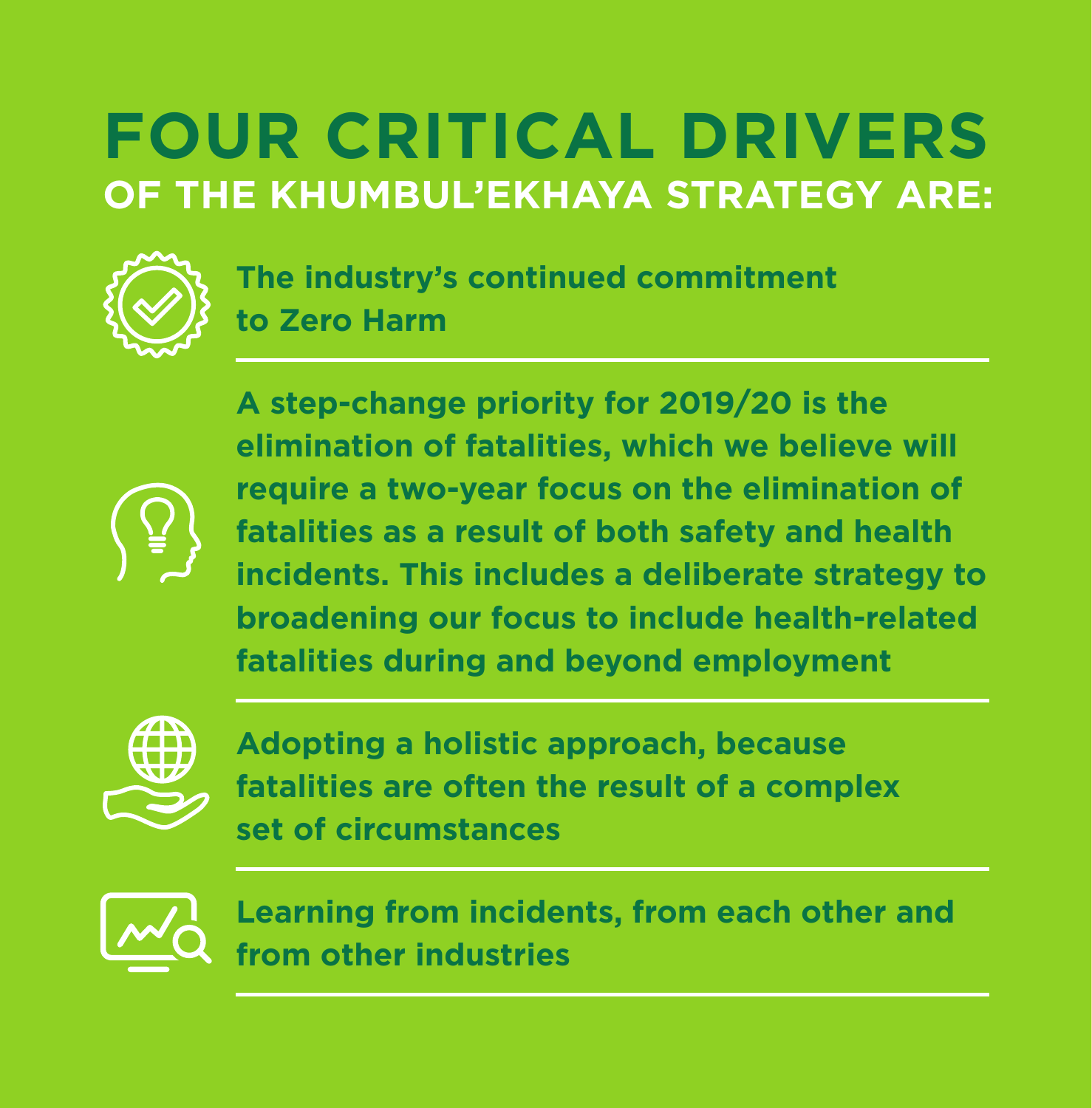# FOUR CRITICAL DRIVERS

## OF THE KHUMBUL'EKHAYA STRATEGY ARE:

- The industry's continued commitment to Zero Harm
- A step-change priority for 2019/20 is the elimination of fatalities, which we believe will require a two-year focus on the elimination of fatalities as a result of both safety and health incidents. This includes a deliberate strategy to broadening our focus to include health-related fatalities during and beyond employment
- Adopting a holistic approach, because fatalities are often the result of a complex set of circumstances
- Learning from incidents, from each other and from other industries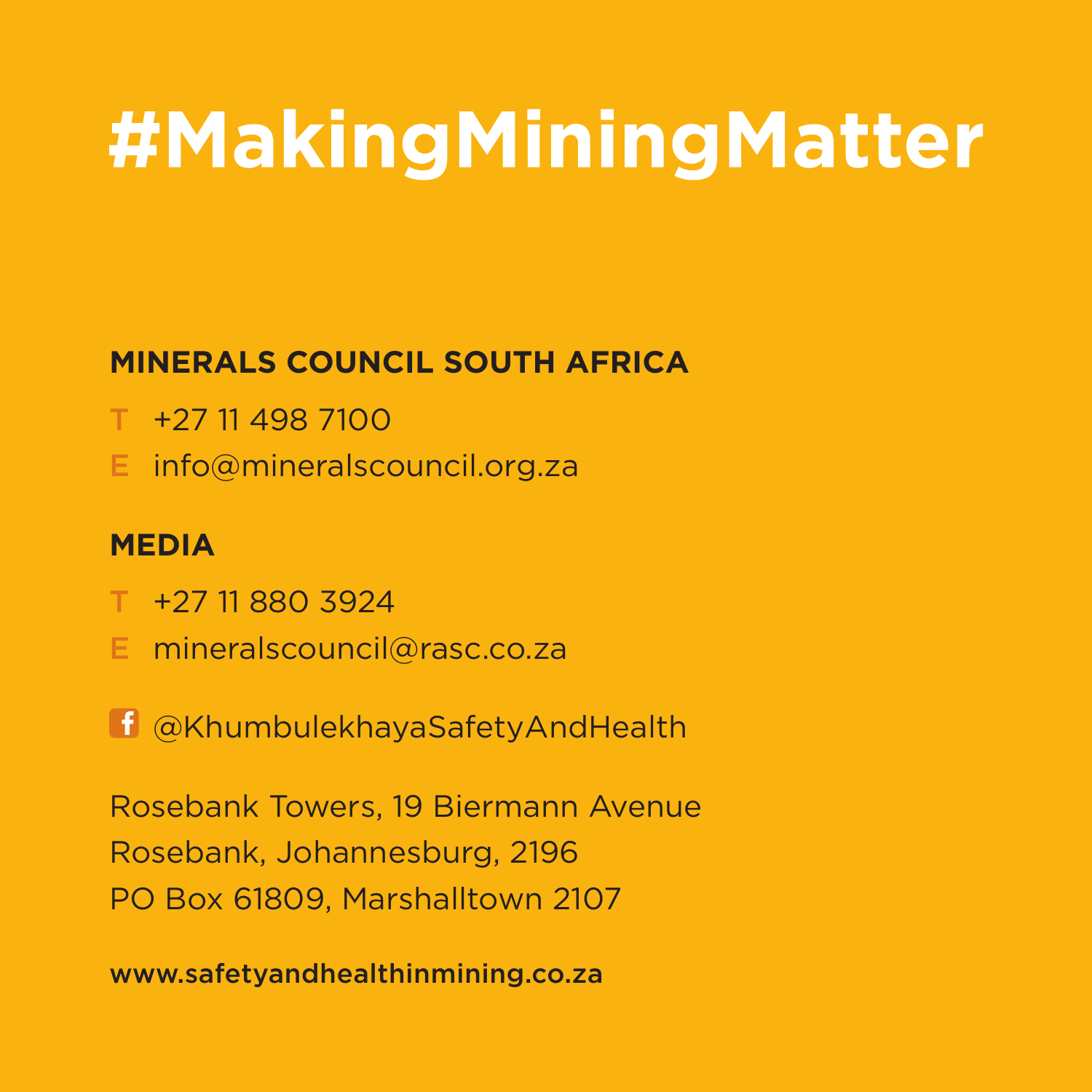# #MakingMiningMatter

**MINERALS COUNCIL SOUTH AFRICA**

T +27 11 498 7100

E info@mineralscouncil.org.za

**MEDIA**

T +27 11 880 3924

E mineralscouncil@rasc.co.za

@KhumbulekhayaSafetyAndHealth

Rosebank Towers, 19 Biermann Avenue
Rosebank, Johannesburg, 2196
PO Box 61809, Marshalltown 2107

**www.safetyandhealthinmining.co.za**